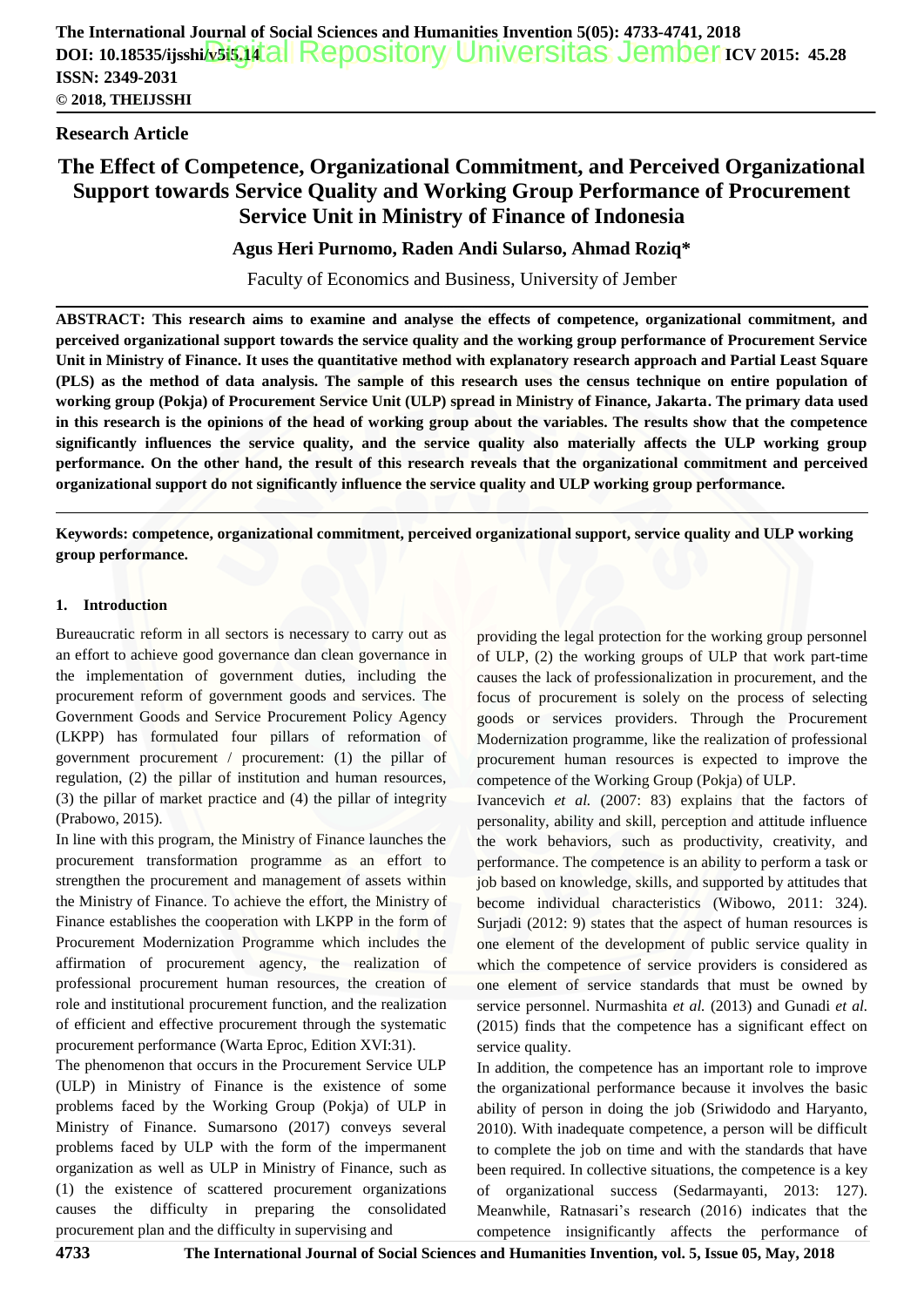**Research Article**

# The Effect of Competence, Organizational Commitment, and Perceived Organizational Support towards Service Quality and Working Group Performance of Procurement Service Unit in Ministry of Finance of Indonesia

**Agus Heri Purnomo, Raden Andi Sularso, Ahmad Roziq***

Faculty of Economics and Business, University of Jember

**ABSTRACT: This research aims to examine and analyse the effects of competence, organizational commitment, and perceived organizational support towards the service quality and the working group performance of Procurement Service Unit in Ministry of Finance. It uses the quantitative method with explanatory research approach and Partial Least Square (PLS) as the method of data analysis. The sample of this research uses the census technique on entire population of working group (Pokja) of Procurement Service Unit (ULP) spread in Ministry of Finance, Jakarta. The primary data used in this research is the opinions of the head of working group about the variables. The results show that the competence significantly influences the service quality, and the service quality also materially affects the ULP working group performance. On the other hand, the result of this research reveals that the organizational commitment and perceived organizational support do not significantly influence the service quality and ULP working group performance.**

**Keywords: competence, organizational commitment, perceived organizational support, service quality and ULP working group performance.**

## 1. Introduction

Bureaucratic reform in all sectors is necessary to carry out as an effort to achieve good governance dan clean governance in the implementation of government duties, including the procurement reform of government goods and services. The Government Goods and Service Procurement Policy Agency (LKPP) has formulated four pillars of reformation of government procurement / procurement: (1) the pillar of regulation, (2) the pillar of institution and human resources, (3) the pillar of market practice and (4) the pillar of integrity (Prabowo, 2015).

In line with this program, the Ministry of Finance launches the procurement transformation programme as an effort to strengthen the procurement and management of assets within the Ministry of Finance. To achieve the effort, the Ministry of Finance establishes the cooperation with LKPP in the form of Procurement Modernization Programme which includes the affirmation of procurement agency, the realization of professional procurement human resources, the creation of role and institutional procurement function, and the realization of efficient and effective procurement through the systematic procurement performance (Warta Eproc, Edition XVI:31).

The phenomenon that occurs in the Procurement Service ULP (ULP) in Ministry of Finance is the existence of some problems faced by the Working Group (Pokja) of ULP in Ministry of Finance. Sumarsono (2017) conveys several problems faced by ULP with the form of the impermanent organization as well as ULP in Ministry of Finance, such as (1) the existence of scattered procurement organizations causes the difficulty in preparing the consolidated procurement plan and the difficulty in supervising and providing the legal protection for the working group personnel of ULP, (2) the working groups of ULP that work part-time causes the lack of professionalization in procurement, and the focus of procurement is solely on the process of selecting goods or services providers. Through the Procurement Modernization programme, like the realization of professional procurement human resources is expected to improve the competence of the Working Group (Pokja) of ULP.

Ivancevich *et al.* (2007: 83) explains that the factors of personality, ability and skill, perception and attitude influence the work behaviors, such as productivity, creativity, and performance. The competence is an ability to perform a task or job based on knowledge, skills, and supported by attitudes that become individual characteristics (Wibowo, 2011: 324). Surjadi (2012: 9) states that the aspect of human resources is one element of the development of public service quality in which the competence of service providers is considered as one element of service standards that must be owned by service personnel. Nurmashita *et al.* (2013) and Gunadi *et al.* (2015) finds that the competence has a significant effect on service quality.

In addition, the competence has an important role to improve the organizational performance because it involves the basic ability of person in doing the job (Sriwidodo and Haryanto, 2010). With inadequate competence, a person will be difficult to complete the job on time and with the standards that have been required. In collective situations, the competence is a key of organizational success (Sedarmayanti, 2013: 127). Meanwhile, Ratnasari's research (2016) indicates that the competence insignificantly affects the performance of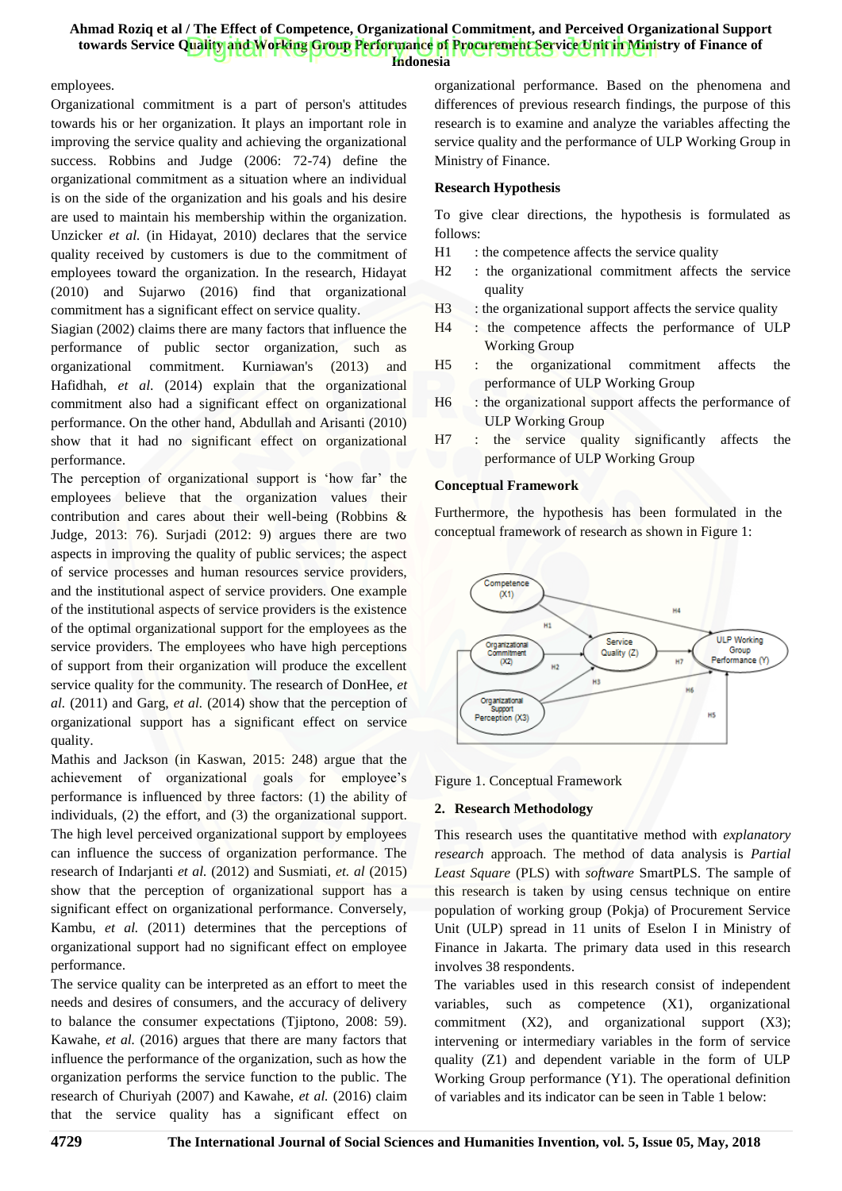employees.

Organizational commitment is a part of person's attitudes towards his or her organization. It plays an important role in improving the service quality and achieving the organizational success. Robbins and Judge (2006: 72-74) define the organizational commitment as a situation where an individual is on the side of the organization and his goals and his desire are used to maintain his membership within the organization. Unzicker *et al.* (in Hidayat, 2010) declares that the service quality received by customers is due to the commitment of employees toward the organization. In the research, Hidayat (2010) and Sujarwo (2016) find that organizational commitment has a significant effect on service quality.

Siagian (2002) claims there are many factors that influence the performance of public sector organization, such as organizational commitment. Kurniawan's (2013) and Hafidhah, *et al*. (2014) explain that the organizational commitment also had a significant effect on organizational performance. On the other hand, Abdullah and Arisanti (2010) show that it had no significant effect on organizational performance.

The perception of organizational support is 'how far' the employees believe that the organization values their contribution and cares about their well-being (Robbins & Judge, 2013: 76). Surjadi (2012: 9) argues there are two aspects in improving the quality of public services; the aspect of service processes and human resources service providers, and the institutional aspect of service providers. One example of the institutional aspects of service providers is the existence of the optimal organizational support for the employees as the service providers. The employees who have high perceptions of support from their organization will produce the excellent service quality for the community. The research of DonHee, *et al.* (2011) and Garg, *et al.* (2014) show that the perception of organizational support has a significant effect on service quality.

Mathis and Jackson (in Kaswan, 2015: 248) argue that the achievement of organizational goals for employee's performance is influenced by three factors: (1) the ability of individuals, (2) the effort, and (3) the organizational support. The high level perceived organizational support by employees can influence the success of organization performance. The research of Indarjanti *et al.* (2012) and Susmiati, *et. al* (2015) show that the perception of organizational support has a significant effect on organizational performance. Conversely, Kambu, *et al.* (2011) determines that the perceptions of organizational support had no significant effect on employee performance.

The service quality can be interpreted as an effort to meet the needs and desires of consumers, and the accuracy of delivery to balance the consumer expectations (Tjiptono, 2008: 59). Kawahe, *et al.* (2016) argues that there are many factors that influence the performance of the organization, such as how the organization performs the service function to the public. The research of Churiyah (2007) and Kawahe, *et al.* (2016) claim that the service quality has a significant effect on organizational performance. Based on the phenomena and differences of previous research findings, the purpose of this research is to examine and analyze the variables affecting the service quality and the performance of ULP Working Group in Ministry of Finance.

**Research Hypothesis**

To give clear directions, the hypothesis is formulated as follows:

- H1 : the competence affects the service quality
- H2 : the organizational commitment affects the service quality
- H3 : the organizational support affects the service quality
- H4 : the competence affects the performance of ULP Working Group
- H5 : the organizational commitment affects the performance of ULP Working Group
- H6 : the organizational support affects the performance of ULP Working Group
- H7 : the service quality significantly affects the performance of ULP Working Group

**Conceptual Framework**

Furthermore, the hypothesis has been formulated in the conceptual framework of research as shown in Figure 1:

Figure 1. Conceptual Framework

## 2. Research Methodology

This research uses the quantitative method with *explanatory research* approach. The method of data analysis is *Partial Least Square* (PLS) with *software* SmartPLS. The sample of this research is taken by using census technique on entire population of working group (Pokja) of Procurement Service Unit (ULP) spread in 11 units of Eselon I in Ministry of Finance in Jakarta. The primary data used in this research involves 38 respondents.

The variables used in this research consist of independent variables, such as competence (X1), organizational commitment (X2), and organizational support (X3); intervening or intermediary variables in the form of service quality (Z1) and dependent variable in the form of ULP Working Group performance (Y1). The operational definition of variables and its indicator can be seen in Table 1 below: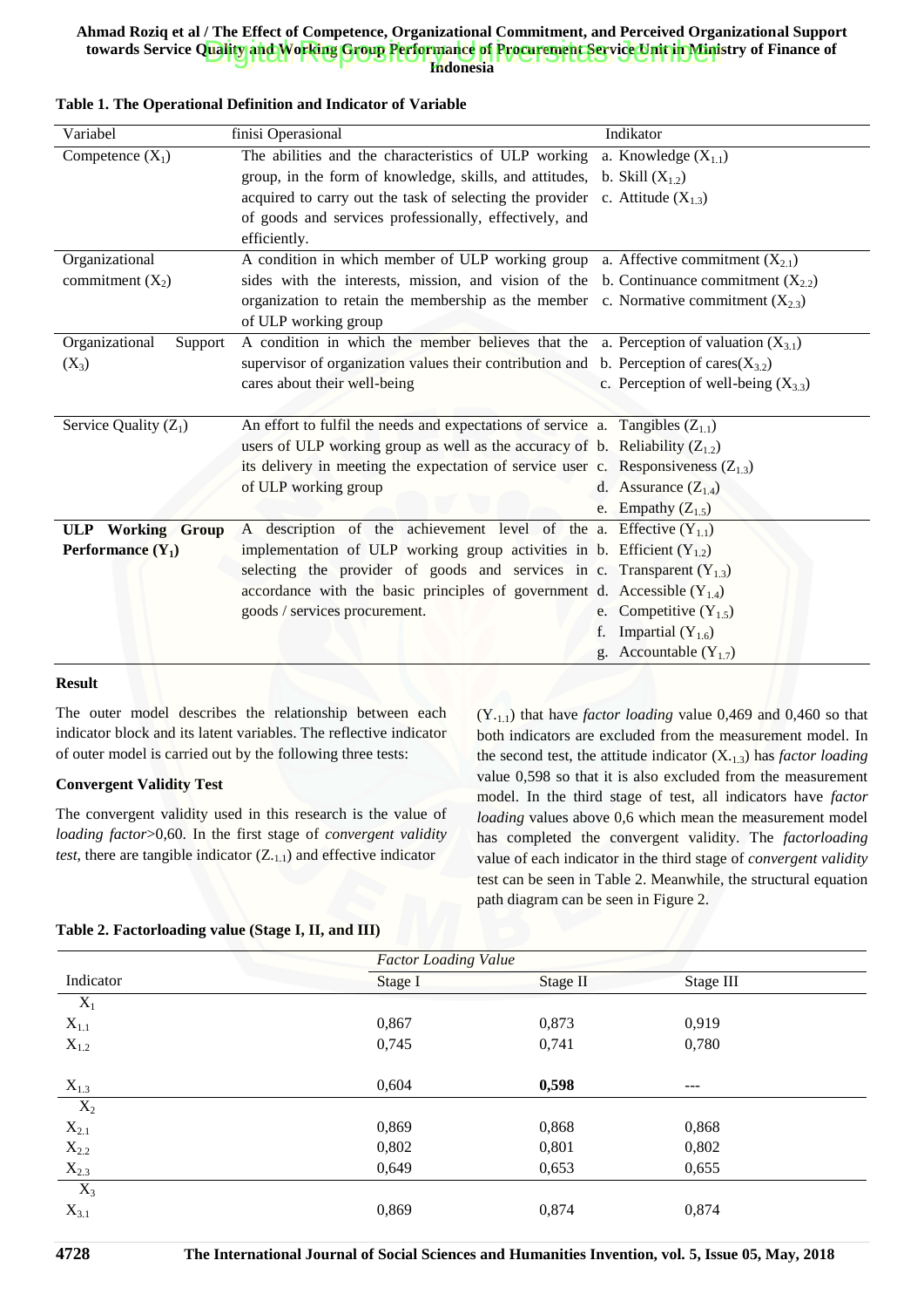**Table 1. The Operational Definition and Indicator of Variable**

| Variabel | finisi Operasional | Indikator |
|---|---|---|
| Competence ($X_1$) | The abilities and the characteristics of ULP working group, in the form of knowledge, skills, and attitudes, acquired to carry out the task of selecting the provider of goods and services professionally, effectively, and efficiently. | a. Knowledge ($X_{1.1}$) b. Skill ($X_{1.2}$) c. Attitude ($X_{1.3}$) |
| Organizational commitment ($X_2$) | A condition in which member of ULP working group sides with the interests, mission, and vision of the organization to retain the membership as the member of ULP working group | a. Affective commitment ($X_{2.1}$) b. Continuance commitment ($X_{2.2}$) c. Normative commitment ($X_{2.3}$) |
| Organizational Support ($X_3$) | A condition in which the member believes that the supervisor of organization values their contribution and cares about their well-being | a. Perception of valuation ($X_{3.1}$) b. Perception of cares($X_{3.2}$) c. Perception of well-being ($X_{3.3}$) |
| Service Quality ($Z_1$) | An effort to fulfil the needs and expectations of service users of ULP working group as well as the accuracy of its delivery in meeting the expectation of service user of ULP working group | a. Tangibles ($Z_{1.1}$) b. Reliability ($Z_{1.2}$) c. Responsiveness ($Z_{1.3}$) d. Assurance ($Z_{1.4}$) e. Empathy ($Z_{1.5}$) |
| **ULP Working Group Performance ($Y_1$)** | A description of the achievement level of the implementation of ULP working group activities in selecting the provider of goods and services in accordance with the basic principles of government goods / services procurement. | a. Effective ($Y_{1.1}$) b. Efficient ($Y_{1.2}$) c. Transparent ($Y_{1.3}$) d. Accessible ($Y_{1.4}$) e. Competitive ($Y_{1.5}$) f. Impartial ($Y_{1.6}$) g. Accountable ($Y_{1.7}$) |

**Result**

The outer model describes the relationship between each indicator block and its latent variables. The reflective indicator of outer model is carried out by the following three tests:

**Convergent Validity Test**

The convergent validity used in this research is the value of *loading factor*>0,60. In the first stage of *convergent validity test*, there are tangible indicator ($Z_{.1.1}$) and effective indicator ($Y_{.1.1}$) that have *factor loading* value 0,469 and 0,460 so that both indicators are excluded from the measurement model. In the second test, the attitude indicator ($X_{.1.3}$) has *factor loading* value 0,598 so that it is also excluded from the measurement model. In the third stage of test, all indicators have *factor loading* values above 0,6 which mean the measurement model has completed the convergent validity. The *factorloading* value of each indicator in the third stage of *convergent validity* test can be seen in Table 2. Meanwhile, the structural equation path diagram can be seen in Figure 2.

**Table 2. Factorloading value (Stage I, II, and III)**

| | *Factor Loading Value* | | |
|---|---|---|---|
| Indicator | Stage I | Stage II | Stage III |
| $X_1$ | | | |
| $X_{1.1}$ | 0,867 | 0,873 | 0,919 |
| $X_{1.2}$ | 0,745 | 0,741 | 0,780 |
| $X_{1.3}$ | 0,604 | **0,598** | --- |
| $X_2$ | | | |
| $X_{2.1}$ | 0,869 | 0,868 | 0,868 |
| $X_{2.2}$ | 0,802 | 0,801 | 0,802 |
| $X_{2.3}$ | 0,649 | 0,653 | 0,655 |
| $X_3$ | | | |
| $X_{3.1}$ | 0,869 | 0,874 | 0,874 |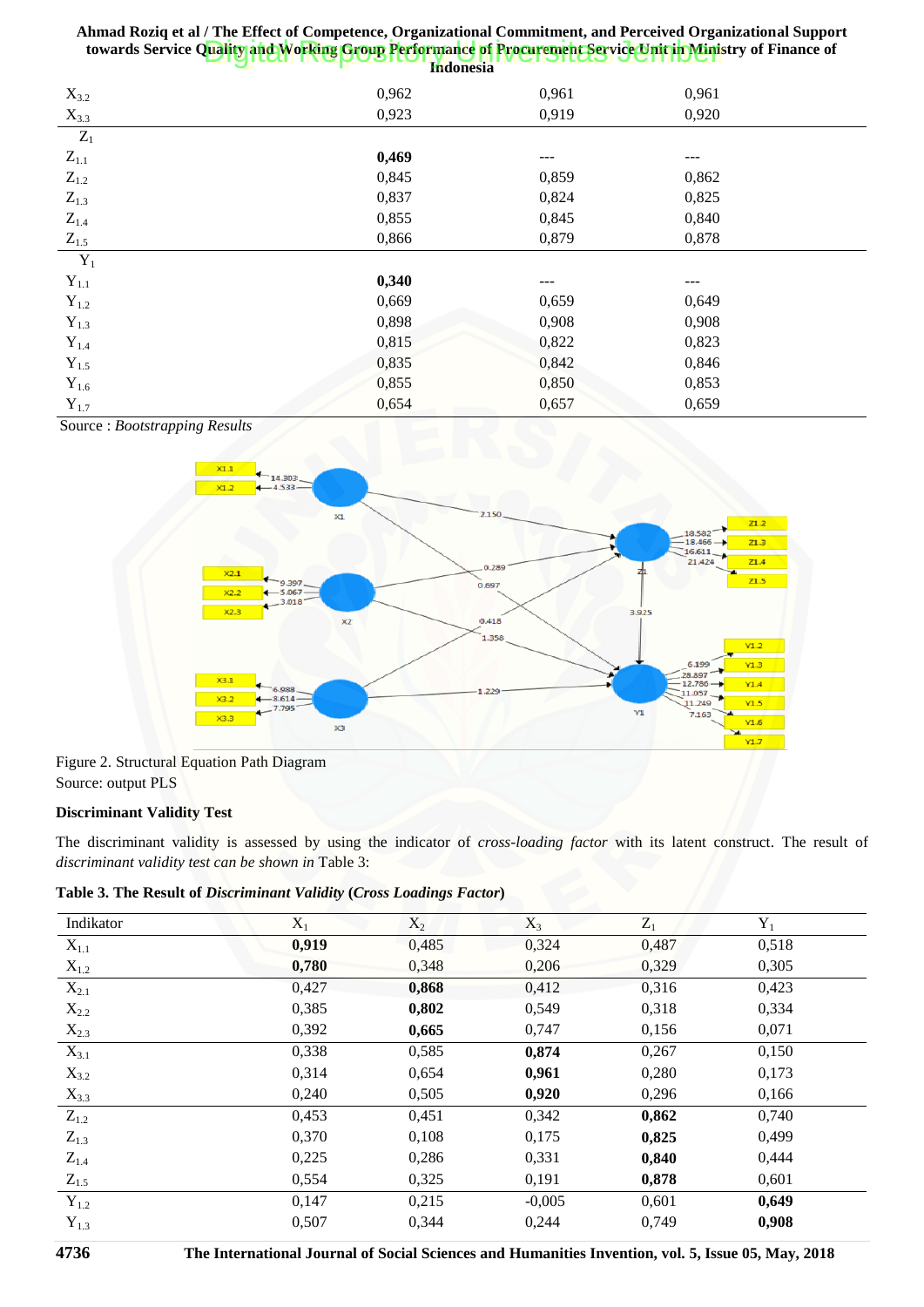| | | | |
|---|---|---|---|
| $X_{3.2}$ | 0,962 | 0,961 | 0,961 |
| $X_{3.3}$ | 0,923 | 0,919 | 0,920 |
| $Z_1$ | | | |
| $Z_{1.1}$ | **0,469** | --- | --- |
| $Z_{1.2}$ | 0,845 | 0,859 | 0,862 |
| $Z_{1.3}$ | 0,837 | 0,824 | 0,825 |
| $Z_{1.4}$ | 0,855 | 0,845 | 0,840 |
| $Z_{1.5}$ | 0,866 | 0,879 | 0,878 |
| $Y_1$ | | | |
| $Y_{1.1}$ | **0,340** | --- | --- |
| $Y_{1.2}$ | 0,669 | 0,659 | 0,649 |
| $Y_{1.3}$ | 0,898 | 0,908 | 0,908 |
| $Y_{1.4}$ | 0,815 | 0,822 | 0,823 |
| $Y_{1.5}$ | 0,835 | 0,842 | 0,846 |
| $Y_{1.6}$ | 0,855 | 0,850 | 0,853 |
| $Y_{1.7}$ | 0,654 | 0,657 | 0,659 |

Source : *Bootstrapping Results*

Figure 2. Structural Equation Path Diagram
Source: output PLS

**Discriminant Validity Test**

The discriminant validity is assessed by using the indicator of *cross-loading factor* with its latent construct. The result of *discriminant validity test can be shown in* Table 3:

**Table 3. The Result of *Discriminant Validity* (*Cross Loadings Factor*)**

| Indikator | $X_1$ | $X_2$ | $X_3$ | $Z_1$ | $Y_1$ |
|---|---|---|---|---|---|
| $X_{1.1}$ | **0,919** | 0,485 | 0,324 | 0,487 | 0,518 |
| $X_{1.2}$ | **0,780** | 0,348 | 0,206 | 0,329 | 0,305 |
| $X_{2.1}$ | 0,427 | **0,868** | 0,412 | 0,316 | 0,423 |
| $X_{2.2}$ | 0,385 | **0,802** | 0,549 | 0,318 | 0,334 |
| $X_{2.3}$ | 0,392 | **0,665** | 0,747 | 0,156 | 0,071 |
| $X_{3.1}$ | 0,338 | 0,585 | **0,874** | 0,267 | 0,150 |
| $X_{3.2}$ | 0,314 | 0,654 | **0,961** | 0,280 | 0,173 |
| $X_{3.3}$ | 0,240 | 0,505 | **0,920** | 0,296 | 0,166 |
| $Z_{1.2}$ | 0,453 | 0,451 | 0,342 | **0,862** | 0,740 |
| $Z_{1.3}$ | 0,370 | 0,108 | 0,175 | **0,825** | 0,499 |
| $Z_{1.4}$ | 0,225 | 0,286 | 0,331 | **0,840** | 0,444 |
| $Z_{1.5}$ | 0,554 | 0,325 | 0,191 | **0,878** | 0,601 |
| $Y_{1.2}$ | 0,147 | 0,215 | -0,005 | 0,601 | **0,649** |
| $Y_{1.3}$ | 0,507 | 0,344 | 0,244 | 0,749 | **0,908** |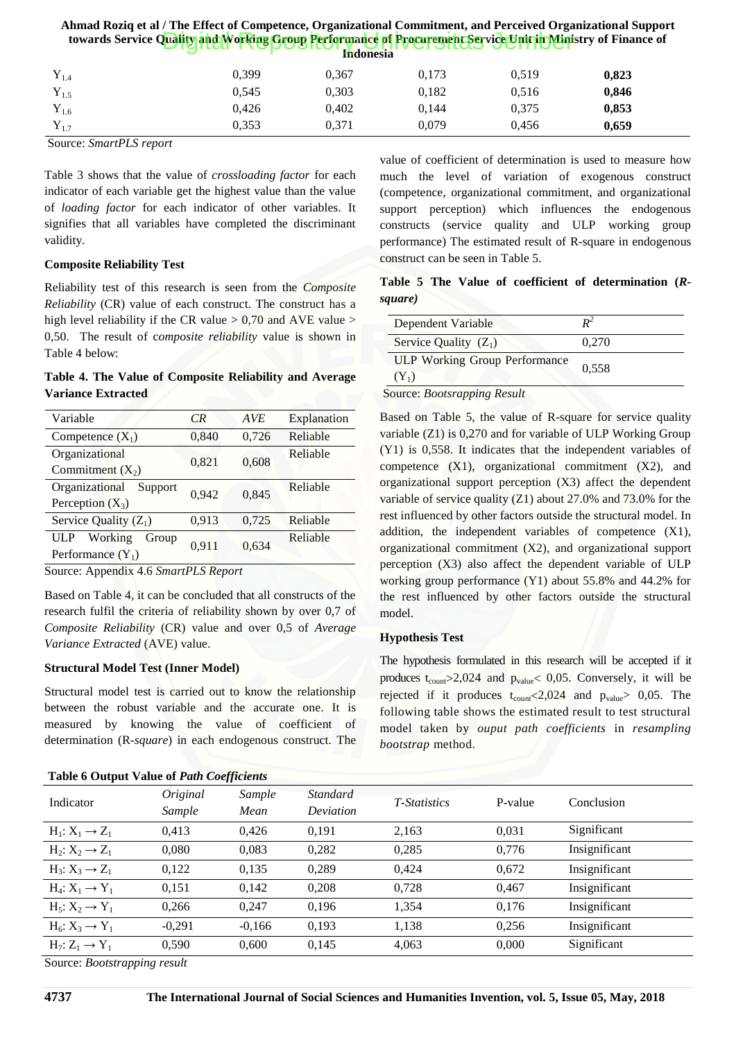| | | | | | |
|---|---|---|---|---|---|
| $Y_{1.4}$ | 0,399 | 0,367 | 0,173 | 0,519 | **0,823** |
| $Y_{1.5}$ | 0,545 | 0,303 | 0,182 | 0,516 | **0,846** |
| $Y_{1.6}$ | 0,426 | 0,402 | 0,144 | 0,375 | **0,853** |
| $Y_{1.7}$ | 0,353 | 0,371 | 0,079 | 0,456 | **0,659** |

Source: *SmartPLS report*

Table 3 shows that the value of *crossloading factor* for each indicator of each variable get the highest value than the value of *loading factor* for each indicator of other variables. It signifies that all variables have completed the discriminant validity.

**Composite Reliability Test**

Reliability test of this research is seen from the *Composite Reliability* (CR) value of each construct. The construct has a high level reliability if the CR value > 0,70 and AVE value > 0,50. The result of c*omposite reliability* value is shown in Table 4 below:

**Table 4. The Value of Composite Reliability and Average Variance Extracted**

| Variable | *CR* | *AVE* | Explanation |
|---|---|---|---|
| Competence ($X_1$) | 0,840 | 0,726 | Reliable |
| Organizational Commitment ($X_2$) | 0,821 | 0,608 | Reliable |
| Organizational Support Perception ($X_3$) | 0,942 | 0,845 | Reliable |
| Service Quality ($Z_1$) | 0,913 | 0,725 | Reliable |
| ULP Working Group Performance ($Y_1$) | 0,911 | 0,634 | Reliable |

Source: Appendix 4.6 *SmartPLS Report*

Based on Table 4, it can be concluded that all constructs of the research fulfil the criteria of reliability shown by over 0,7 of *Composite Reliability* (CR) value and over 0,5 of *Average Variance Extracted* (AVE) value.

**Structural Model Test (Inner Model)**

Structural model test is carried out to know the relationship between the robust variable and the accurate one. It is measured by knowing the value of coefficient of determination (R-*square*) in each endogenous construct. The value of coefficient of determination is used to measure how much the level of variation of exogenous construct (competence, organizational commitment, and organizational support perception) which influences the endogenous constructs (service quality and ULP working group performance) The estimated result of R-square in endogenous construct can be seen in Table 5.

**Table 5 The Value of coefficient of determination (*R-square)***

| Dependent Variable | $R^2$ |
|---|---|
| Service Quality ($Z_1$) | 0,270 |
| ULP Working Group Performance ($Y_1$) | 0,558 |

Source: *Bootsrapping Result*

Based on Table 5, the value of R-square for service quality variable (Z1) is 0,270 and for variable of ULP Working Group (Y1) is 0,558. It indicates that the independent variables of competence (X1), organizational commitment (X2), and organizational support perception (X3) affect the dependent variable of service quality (Z1) about 27.0% and 73.0% for the rest influenced by other factors outside the structural model. In addition, the independent variables of competence (X1), organizational commitment (X2), and organizational support perception (X3) also affect the dependent variable of ULP working group performance (Y1) about 55.8% and 44.2% for the rest influenced by other factors outside the structural model.

**Hypothesis Test**

The hypothesis formulated in this research will be accepted if it produces $t_{count}$>2,024 and $p_{value}$< 0,05. Conversely, it will be rejected if it produces $t_{count}$<2,024 and $p_{value}$> 0,05. The following table shows the estimated result to test structural model taken by *ouput path coefficients* in *resampling bootstrap* method.

**Table 6 Output Value of *Path Coefficients***

| Indicator | *Original Sample* | *Sample Mean* | *Standard Deviation* | *T-Statistics* | P-value | Conclusion |
|---|---|---|---|---|---|---|
| $H_1$: $X_1 \rightarrow Z_1$ | 0,413 | 0,426 | 0,191 | 2,163 | 0,031 | Significant |
| $H_2$: $X_2 \rightarrow Z_1$ | 0,080 | 0,083 | 0,282 | 0,285 | 0,776 | Insignificant |
| $H_3$: $X_3 \rightarrow Z_1$ | 0,122 | 0,135 | 0,289 | 0,424 | 0,672 | Insignificant |
| $H_4$: $X_1 \rightarrow Y_1$ | 0,151 | 0,142 | 0,208 | 0,728 | 0,467 | Insignificant |
| $H_5$: $X_2 \rightarrow Y_1$ | 0,266 | 0,247 | 0,196 | 1,354 | 0,176 | Insignificant |
| $H_6$: $X_3 \rightarrow Y_1$ | -0,291 | -0,166 | 0,193 | 1,138 | 0,256 | Insignificant |
| $H_7$: $Z_1 \rightarrow Y_1$ | 0,590 | 0,600 | 0,145 | 4,063 | 0,000 | Significant |

Source: *Bootstrapping result*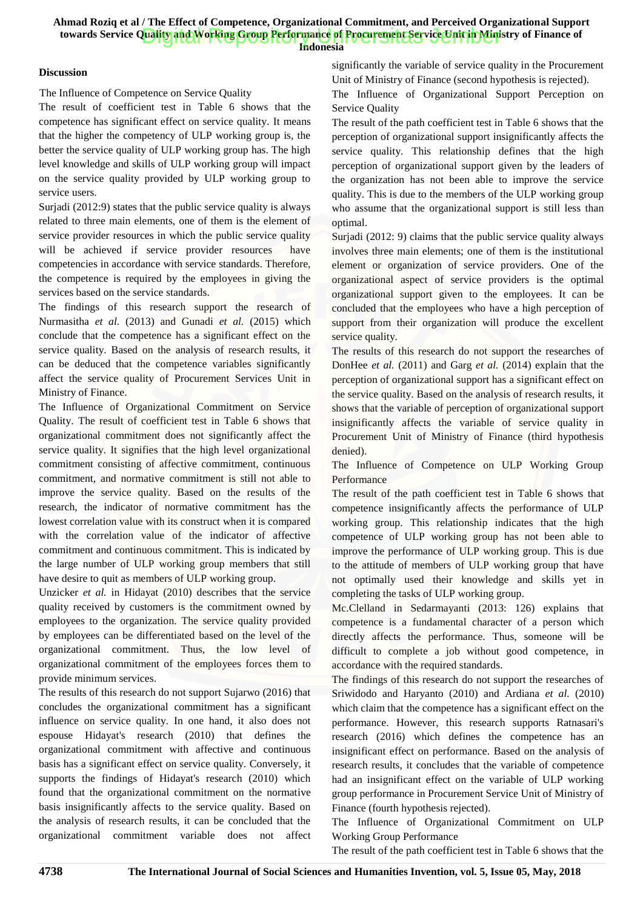## Discussion

The Influence of Competence on Service Quality

The result of coefficient test in Table 6 shows that the competence has significant effect on service quality. It means that the higher the competency of ULP working group is, the better the service quality of ULP working group has. The high level knowledge and skills of ULP working group will impact on the service quality provided by ULP working group to service users.

Surjadi (2012:9) states that the public service quality is always related to three main elements, one of them is the element of service provider resources in which the public service quality will be achieved if service provider resources have competencies in accordance with service standards. Therefore, the competence is required by the employees in giving the services based on the service standards.

The findings of this research support the research of Nurmasitha *et al.* (2013) and Gunadi *et al.* (2015) which conclude that the competence has a significant effect on the service quality. Based on the analysis of research results, it can be deduced that the competence variables significantly affect the service quality of Procurement Services Unit in Ministry of Finance.

The Influence of Organizational Commitment on Service Quality. The result of coefficient test in Table 6 shows that organizational commitment does not significantly affect the service quality. It signifies that the high level organizational commitment consisting of affective commitment, continuous commitment, and normative commitment is still not able to improve the service quality. Based on the results of the research, the indicator of normative commitment has the lowest correlation value with its construct when it is compared with the correlation value of the indicator of affective commitment and continuous commitment. This is indicated by the large number of ULP working group members that still have desire to quit as members of ULP working group.

Unzicker *et al.* in Hidayat (2010) describes that the service quality received by customers is the commitment owned by employees to the organization. The service quality provided by employees can be differentiated based on the level of the organizational commitment. Thus, the low level of organizational commitment of the employees forces them to provide minimum services.

The results of this research do not support Sujarwo (2016) that concludes the organizational commitment has a significant influence on service quality. In one hand, it also does not espouse Hidayat's research (2010) that defines the organizational commitment with affective and continuous basis has a significant effect on service quality. Conversely, it supports the findings of Hidayat's research (2010) which found that the organizational commitment on the normative basis insignificantly affects to the service quality. Based on the analysis of research results, it can be concluded that the organizational commitment variable does not affect significantly the variable of service quality in the Procurement Unit of Ministry of Finance (second hypothesis is rejected).

The Influence of Organizational Support Perception on Service Quality

The result of the path coefficient test in Table 6 shows that the perception of organizational support insignificantly affects the service quality. This relationship defines that the high perception of organizational support given by the leaders of the organization has not been able to improve the service quality. This is due to the members of the ULP working group who assume that the organizational support is still less than optimal.

Surjadi (2012: 9) claims that the public service quality always involves three main elements; one of them is the institutional element or organization of service providers. One of the organizational aspect of service providers is the optimal organizational support given to the employees. It can be concluded that the employees who have a high perception of support from their organization will produce the excellent service quality.

The results of this research do not support the researches of DonHee *et al.* (2011) and Garg *et al.* (2014) explain that the perception of organizational support has a significant effect on the service quality. Based on the analysis of research results, it shows that the variable of perception of organizational support insignificantly affects the variable of service quality in Procurement Unit of Ministry of Finance (third hypothesis denied).

The Influence of Competence on ULP Working Group Performance

The result of the path coefficient test in Table 6 shows that competence insignificantly affects the performance of ULP working group. This relationship indicates that the high competence of ULP working group has not been able to improve the performance of ULP working group. This is due to the attitude of members of ULP working group that have not optimally used their knowledge and skills yet in completing the tasks of ULP working group.

Mc.Clelland in Sedarmayanti (2013: 126) explains that competence is a fundamental character of a person which directly affects the performance. Thus, someone will be difficult to complete a job without good competence, in accordance with the required standards.

The findings of this research do not support the researches of Sriwidodo and Haryanto (2010) and Ardiana *et al.* (2010) which claim that the competence has a significant effect on the performance. However, this research supports Ratnasari's research (2016) which defines the competence has an insignificant effect on performance. Based on the analysis of research results, it concludes that the variable of competence had an insignificant effect on the variable of ULP working group performance in Procurement Service Unit of Ministry of Finance (fourth hypothesis rejected).

The Influence of Organizational Commitment on ULP Working Group Performance

The result of the path coefficient test in Table 6 shows that the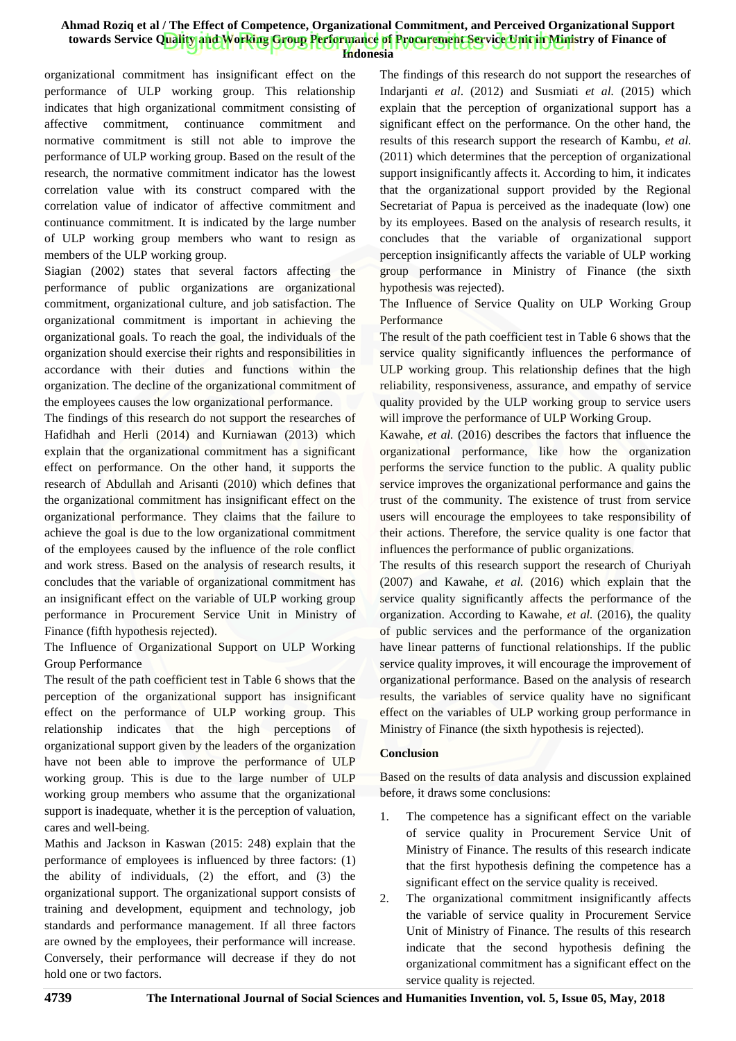organizational commitment has insignificant effect on the performance of ULP working group. This relationship indicates that high organizational commitment consisting of affective commitment, continuance commitment and normative commitment is still not able to improve the performance of ULP working group. Based on the result of the research, the normative commitment indicator has the lowest correlation value with its construct compared with the correlation value of indicator of affective commitment and continuance commitment. It is indicated by the large number of ULP working group members who want to resign as members of the ULP working group.

Siagian (2002) states that several factors affecting the performance of public organizations are organizational commitment, organizational culture, and job satisfaction. The organizational commitment is important in achieving the organizational goals. To reach the goal, the individuals of the organization should exercise their rights and responsibilities in accordance with their duties and functions within the organization. The decline of the organizational commitment of the employees causes the low organizational performance.

The findings of this research do not support the researches of Hafidhah and Herli (2014) and Kurniawan (2013) which explain that the organizational commitment has a significant effect on performance. On the other hand, it supports the research of Abdullah and Arisanti (2010) which defines that the organizational commitment has insignificant effect on the organizational performance. They claims that the failure to achieve the goal is due to the low organizational commitment of the employees caused by the influence of the role conflict and work stress. Based on the analysis of research results, it concludes that the variable of organizational commitment has an insignificant effect on the variable of ULP working group performance in Procurement Service Unit in Ministry of Finance (fifth hypothesis rejected).

The Influence of Organizational Support on ULP Working Group Performance

The result of the path coefficient test in Table 6 shows that the perception of the organizational support has insignificant effect on the performance of ULP working group. This relationship indicates that the high perceptions of organizational support given by the leaders of the organization have not been able to improve the performance of ULP working group. This is due to the large number of ULP working group members who assume that the organizational support is inadequate, whether it is the perception of valuation, cares and well-being.

Mathis and Jackson in Kaswan (2015: 248) explain that the performance of employees is influenced by three factors: (1) the ability of individuals, (2) the effort, and (3) the organizational support. The organizational support consists of training and development, equipment and technology, job standards and performance management. If all three factors are owned by the employees, their performance will increase. Conversely, their performance will decrease if they do not hold one or two factors.

The findings of this research do not support the researches of Indarjanti *et al*. (2012) and Susmiati *et al.* (2015) which explain that the perception of organizational support has a significant effect on the performance. On the other hand, the results of this research support the research of Kambu, *et al.* (2011) which determines that the perception of organizational support insignificantly affects it. According to him, it indicates that the organizational support provided by the Regional Secretariat of Papua is perceived as the inadequate (low) one by its employees. Based on the analysis of research results, it concludes that the variable of organizational support perception insignificantly affects the variable of ULP working group performance in Ministry of Finance (the sixth hypothesis was rejected).

The Influence of Service Quality on ULP Working Group Performance

The result of the path coefficient test in Table 6 shows that the service quality significantly influences the performance of ULP working group. This relationship defines that the high reliability, responsiveness, assurance, and empathy of service quality provided by the ULP working group to service users will improve the performance of ULP Working Group.

Kawahe, *et al.* (2016) describes the factors that influence the organizational performance, like how the organization performs the service function to the public. A quality public service improves the organizational performance and gains the trust of the community. The existence of trust from service users will encourage the employees to take responsibility of their actions. Therefore, the service quality is one factor that influences the performance of public organizations.

The results of this research support the research of Churiyah (2007) and Kawahe, *et al.* (2016) which explain that the service quality significantly affects the performance of the organization. According to Kawahe, *et al.* (2016), the quality of public services and the performance of the organization have linear patterns of functional relationships. If the public service quality improves, it will encourage the improvement of organizational performance. Based on the analysis of research results, the variables of service quality have no significant effect on the variables of ULP working group performance in Ministry of Finance (the sixth hypothesis is rejected).

**Conclusion**

Based on the results of data analysis and discussion explained before, it draws some conclusions:

1. The competence has a significant effect on the variable of service quality in Procurement Service Unit of Ministry of Finance. The results of this research indicate that the first hypothesis defining the competence has a significant effect on the service quality is received.
2. The organizational commitment insignificantly affects the variable of service quality in Procurement Service Unit of Ministry of Finance. The results of this research indicate that the second hypothesis defining the organizational commitment has a significant effect on the service quality is rejected.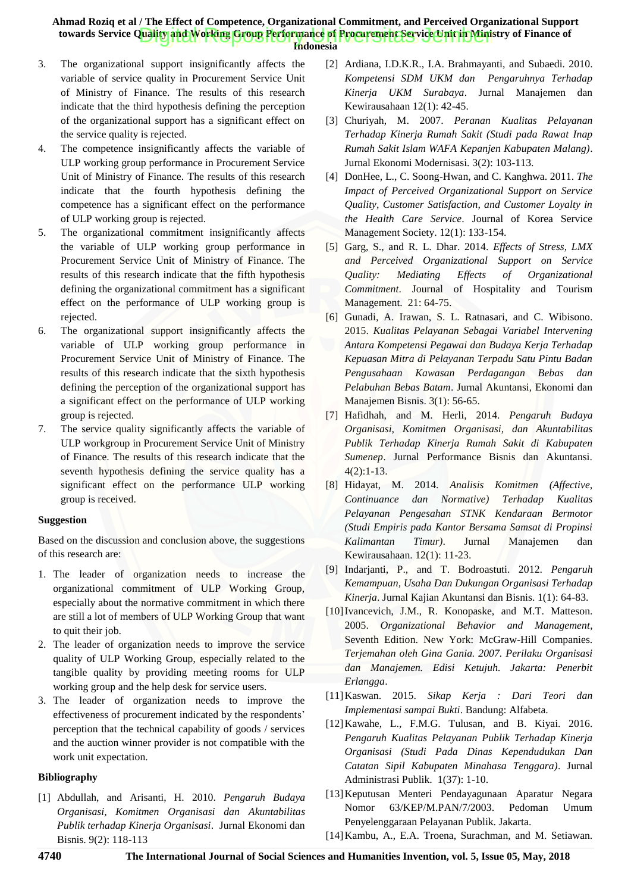3. The organizational support insignificantly affects the variable of service quality in Procurement Service Unit of Ministry of Finance. The results of this research indicate that the third hypothesis defining the perception of the organizational support has a significant effect on the service quality is rejected.
4. The competence insignificantly affects the variable of ULP working group performance in Procurement Service Unit of Ministry of Finance. The results of this research indicate that the fourth hypothesis defining the competence has a significant effect on the performance of ULP working group is rejected.
5. The organizational commitment insignificantly affects the variable of ULP working group performance in Procurement Service Unit of Ministry of Finance. The results of this research indicate that the fifth hypothesis defining the organizational commitment has a significant effect on the performance of ULP working group is rejected.
6. The organizational support insignificantly affects the variable of ULP working group performance in Procurement Service Unit of Ministry of Finance. The results of this research indicate that the sixth hypothesis defining the perception of the organizational support has a significant effect on the performance of ULP working group is rejected.
7. The service quality significantly affects the variable of ULP workgroup in Procurement Service Unit of Ministry of Finance. The results of this research indicate that the seventh hypothesis defining the service quality has a significant effect on the performance ULP working group is received.

### Suggestion

Based on the discussion and conclusion above, the suggestions of this research are:

1. The leader of organization needs to increase the organizational commitment of ULP Working Group, especially about the normative commitment in which there are still a lot of members of ULP Working Group that want to quit their job.
2. The leader of organization needs to improve the service quality of ULP Working Group, especially related to the tangible quality by providing meeting rooms for ULP working group and the help desk for service users.
3. The leader of organization needs to improve the effectiveness of procurement indicated by the respondents' perception that the technical capability of goods / services and the auction winner provider is not compatible with the work unit expectation.

### Bibliography

[1] Abdullah, and Arisanti, H. 2010. *Pengaruh Budaya Organisasi, Komitmen Organisasi dan Akuntabilitas Publik terhadap Kinerja Organisasi*. Jurnal Ekonomi dan Bisnis. 9(2): 118-113

[2] Ardiana, I.D.K.R., I.A. Brahmayanti, and Subaedi. 2010. *Kompetensi SDM UKM dan Pengaruhnya Terhadap Kinerja UKM Surabaya*. Jurnal Manajemen dan Kewirausahaan 12(1): 42-45.

[3] Churiyah, M. 2007. *Peranan Kualitas Pelayanan Terhadap Kinerja Rumah Sakit (Studi pada Rawat Inap Rumah Sakit Islam WAFA Kepanjen Kabupaten Malang)*. Jurnal Ekonomi Modernisasi. 3(2): 103-113.

[4] DonHee, L., C. Soong-Hwan, and C. Kanghwa. 2011. *The Impact of Perceived Organizational Support on Service Quality, Customer Satisfaction, and Customer Loyalty in the Health Care Service*. Journal of Korea Service Management Society. 12(1): 133-154.

[5] Garg, S., and R. L. Dhar. 2014. *Effects of Stress, LMX and Perceived Organizational Support on Service Quality: Mediating Effects of Organizational Commitment*. Journal of Hospitality and Tourism Management. 21: 64-75.

[6] Gunadi, A. Irawan, S. L. Ratnasari, and C. Wibisono. 2015. *Kualitas Pelayanan Sebagai Variabel Intervening Antara Kompetensi Pegawai dan Budaya Kerja Terhadap Kepuasan Mitra di Pelayanan Terpadu Satu Pintu Badan Pengusahaan Kawasan Perdagangan Bebas dan Pelabuhan Bebas Batam*. Jurnal Akuntansi, Ekonomi dan Manajemen Bisnis. 3(1): 56-65.

[7] Hafidhah, and M. Herli, 2014. *Pengaruh Budaya Organisasi, Komitmen Organisasi, dan Akuntabilitas Publik Terhadap Kinerja Rumah Sakit di Kabupaten Sumenep*. Jurnal Performance Bisnis dan Akuntansi. 4(2):1-13.

[8] Hidayat, M. 2014. *Analisis Komitmen (Affective, Continuance dan Normative) Terhadap Kualitas Pelayanan Pengesahan STNK Kendaraan Bermotor (Studi Empiris pada Kantor Bersama Samsat di Propinsi Kalimantan Timur)*. Jurnal Manajemen dan Kewirausahaan. 12(1): 11-23.

[9] Indarjanti, P., and T. Bodroastuti. 2012. *Pengaruh Kemampuan, Usaha Dan Dukungan Organisasi Terhadap Kinerja*. Jurnal Kajian Akuntansi dan Bisnis. 1(1): 64-83.

[10] Ivancevich, J.M., R. Konopaske, and M.T. Matteson. 2005. *Organizational Behavior and Management*, Seventh Edition. New York: McGraw-Hill Companies. *Terjemahan oleh Gina Gania. 2007. Perilaku Organisasi dan Manajemen. Edisi Ketujuh. Jakarta: Penerbit Erlangga*.

[11] Kaswan. 2015. *Sikap Kerja : Dari Teori dan Implementasi sampai Bukti*. Bandung: Alfabeta.

[12] Kawahe, L., F.M.G. Tulusan, and B. Kiyai. 2016. *Pengaruh Kualitas Pelayanan Publik Terhadap Kinerja Organisasi (Studi Pada Dinas Kependudukan Dan Catatan Sipil Kabupaten Minahasa Tenggara)*. Jurnal Administrasi Publik. 1(37): 1-10.

[13] Keputusan Menteri Pendayagunaan Aparatur Negara Nomor 63/KEP/M.PAN/7/2003. Pedoman Umum Penyelenggaraan Pelayanan Publik. Jakarta.

[14] Kambu, A., E.A. Troena, Surachman, and M. Setiawan.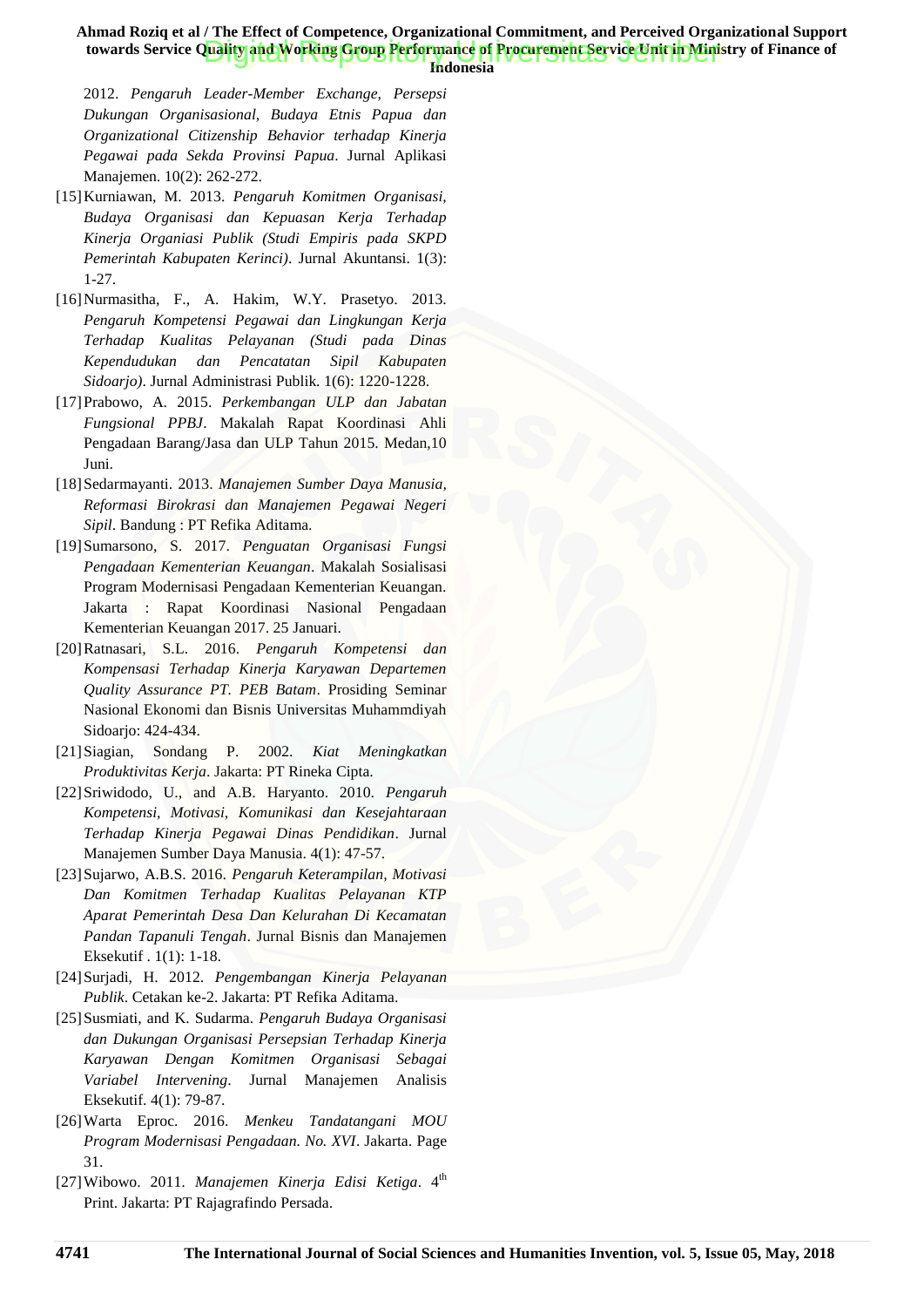2012. *Pengaruh Leader-Member Exchange, Persepsi Dukungan Organisasional, Budaya Etnis Papua dan Organizational Citizenship Behavior terhadap Kinerja Pegawai pada Sekda Provinsi Papua*. Jurnal Aplikasi Manajemen. 10(2): 262-272.

[15] Kurniawan, M. 2013. *Pengaruh Komitmen Organisasi, Budaya Organisasi dan Kepuasan Kerja Terhadap Kinerja Organiasi Publik (Studi Empiris pada SKPD Pemerintah Kabupaten Kerinci)*. Jurnal Akuntansi. 1(3): 1-27.

[16] Nurmasitha, F., A. Hakim, W.Y. Prasetyo. 2013. *Pengaruh Kompetensi Pegawai dan Lingkungan Kerja Terhadap Kualitas Pelayanan (Studi pada Dinas Kependudukan dan Pencatatan Sipil Kabupaten Sidoarjo)*. Jurnal Administrasi Publik. 1(6): 1220-1228.

[17] Prabowo, A. 2015. *Perkembangan ULP dan Jabatan Fungsional PPBJ*. Makalah Rapat Koordinasi Ahli Pengadaan Barang/Jasa dan ULP Tahun 2015. Medan,10 Juni.

[18] Sedarmayanti. 2013. *Manajemen Sumber Daya Manusia, Reformasi Birokrasi dan Manajemen Pegawai Negeri Sipil*. Bandung : PT Refika Aditama.

[19] Sumarsono, S. 2017. *Penguatan Organisasi Fungsi Pengadaan Kementerian Keuangan*. Makalah Sosialisasi Program Modernisasi Pengadaan Kementerian Keuangan. Jakarta : Rapat Koordinasi Nasional Pengadaan Kementerian Keuangan 2017. 25 Januari.

[20] Ratnasari, S.L. 2016. *Pengaruh Kompetensi dan Kompensasi Terhadap Kinerja Karyawan Departemen Quality Assurance PT. PEB Batam*. Prosiding Seminar Nasional Ekonomi dan Bisnis Universitas Muhammdiyah Sidoarjo: 424-434.

[21] Siagian, Sondang P. 2002. *Kiat Meningkatkan Produktivitas Kerja*. Jakarta: PT Rineka Cipta.

[22] Sriwidodo, U., and A.B. Haryanto. 2010. *Pengaruh Kompetensi, Motivasi, Komunikasi dan Kesejahtaraan Terhadap Kinerja Pegawai Dinas Pendidikan*. Jurnal Manajemen Sumber Daya Manusia. 4(1): 47-57.

[23] Sujarwo, A.B.S. 2016. *Pengaruh Keterampilan, Motivasi Dan Komitmen Terhadap Kualitas Pelayanan KTP Aparat Pemerintah Desa Dan Kelurahan Di Kecamatan Pandan Tapanuli Tengah*. Jurnal Bisnis dan Manajemen Eksekutif . 1(1): 1-18.

[24] Surjadi, H. 2012. *Pengembangan Kinerja Pelayanan Publik*. Cetakan ke-2. Jakarta: PT Refika Aditama.

[25] Susmiati, and K. Sudarma. *Pengaruh Budaya Organisasi dan Dukungan Organisasi Persepsian Terhadap Kinerja Karyawan Dengan Komitmen Organisasi Sebagai Variabel Intervening*. Jurnal Manajemen Analisis Eksekutif. 4(1): 79-87.

[26] Warta Eproc. 2016. *Menkeu Tandatangani MOU Program Modernisasi Pengadaan. No. XVI*. Jakarta. Page 31.

[27] Wibowo. 2011. *Manajemen Kinerja Edisi Ketiga*. $4^{th}$ Print. Jakarta: PT Rajagrafindo Persada.